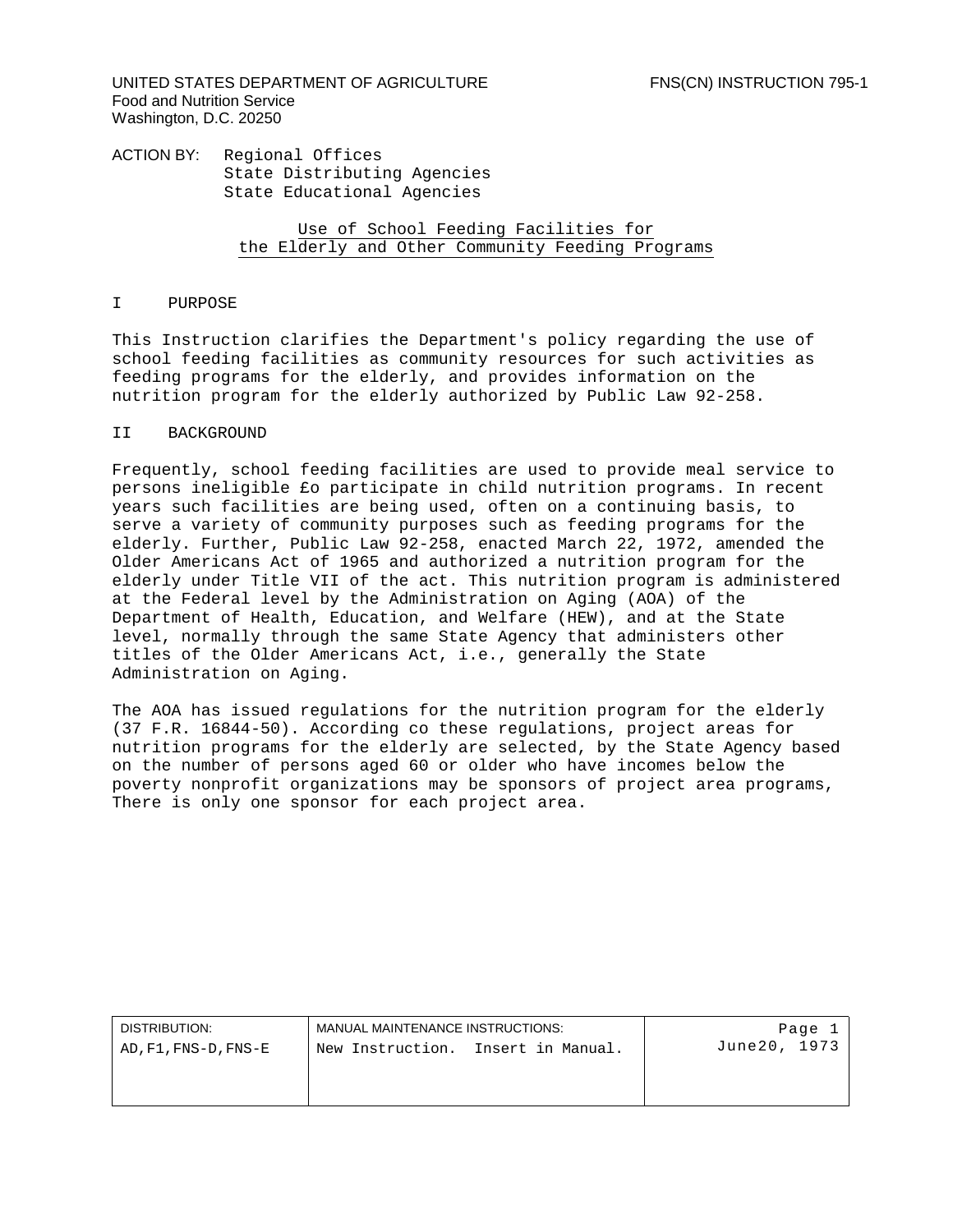UNITED STATES DEPARTMENT OF AGRICULTURE
Food and Nutrition Service
Washington, D.C. 20250

FNS(CN) INSTRUCTION 795-1

ACTION BY: Regional Offices
State Distributing Agencies
State Educational Agencies

# Use of School Feeding Facilities for the Elderly and Other Community Feeding Programs

## I PURPOSE

This Instruction clarifies the Department's policy regarding the use of school feeding facilities as community resources for such activities as feeding programs for the elderly, and provides information on the nutrition program for the elderly authorized by Public Law 92-258.

## II BACKGROUND

Frequently, school feeding facilities are used to provide meal service to persons ineligible £o participate in child nutrition programs. In recent years such facilities are being used, often on a continuing basis, to serve a variety of community purposes such as feeding programs for the elderly. Further, Public Law 92-258, enacted March 22, 1972, amended the Older Americans Act of 1965 and authorized a nutrition program for the elderly under Title VII of the act. This nutrition program is administered at the Federal level by the Administration on Aging (AOA) of the Department of Health, Education, and Welfare (HEW), and at the State level, normally through the same State Agency that administers other titles of the Older Americans Act, i.e., generally the State Administration on Aging.

The AOA has issued regulations for the nutrition program for the elderly (37 F.R. 16844-50). According co these regulations, project areas for nutrition programs for the elderly are selected, by the State Agency based on the number of persons aged 60 or older who have incomes below the poverty nonprofit organizations may be sponsors of project area programs, There is only one sponsor for each project area.

| DISTRIBUTION: | MANUAL MAINTENANCE INSTRUCTIONS: | Page 1 |
| --- | --- | --- |
| AD,F1,FNS-D,FNS-E | New Instruction. Insert in Manual. | June20, 1973 |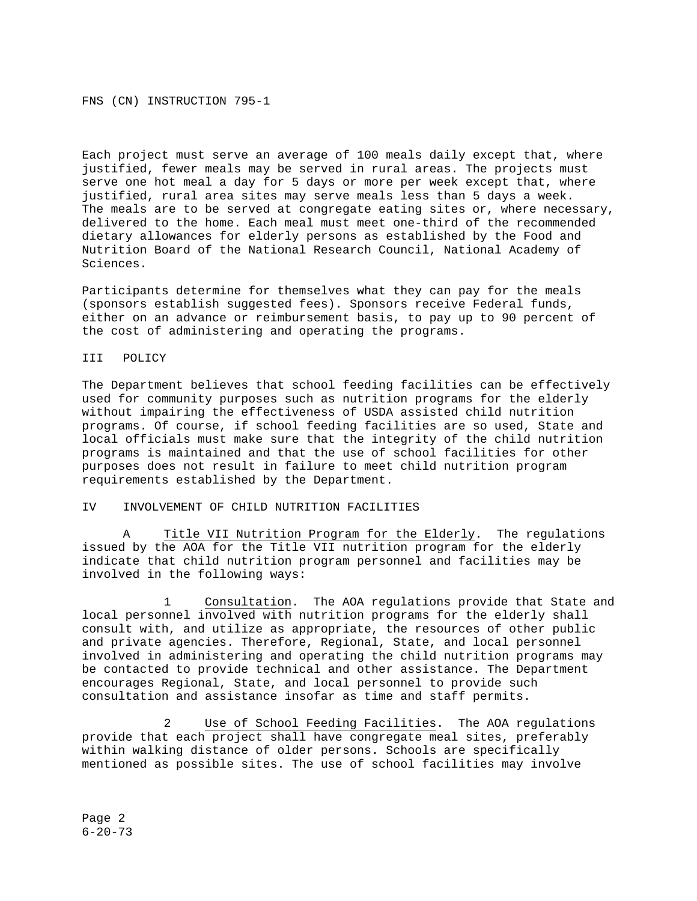Each project must serve an average of 100 meals daily except that, where justified, fewer meals may be served in rural areas. The projects must serve one hot meal a day for 5 days or more per week except that, where justified, rural area sites may serve meals less than 5 days a week. The meals are to be served at congregate eating sites or, where necessary, delivered to the home. Each meal must meet one-third of the recommended dietary allowances for elderly persons as established by the Food and Nutrition Board of the National Research Council, National Academy of Sciences.

Participants determine for themselves what they can pay for the meals (sponsors establish suggested fees). Sponsors receive Federal funds, either on an advance or reimbursement basis, to pay up to 90 percent of the cost of administering and operating the programs.

## III POLICY

The Department believes that school feeding facilities can be effectively used for community purposes such as nutrition programs for the elderly without impairing the effectiveness of USDA assisted child nutrition programs. Of course, if school feeding facilities are so used, State and local officials must make sure that the integrity of the child nutrition programs is maintained and that the use of school facilities for other purposes does not result in failure to meet child nutrition program requirements established by the Department.

## IV INVOLVEMENT OF CHILD NUTRITION FACILITIES

A <u>Title VII Nutrition Program for the Elderly</u>. The regulations issued by the AOA for the Title VII nutrition program for the elderly indicate that child nutrition program personnel and facilities may be involved in the following ways:

1 <u>Consultation</u>. The AOA regulations provide that State and local personnel involved with nutrition programs for the elderly shall consult with, and utilize as appropriate, the resources of other public and private agencies. Therefore, Regional, State, and local personnel involved in administering and operating the child nutrition programs may be contacted to provide technical and other assistance. The Department encourages Regional, State, and local personnel to provide such consultation and assistance insofar as time and staff permits.

2 <u>Use of School Feeding Facilities</u>. The AOA regulations provide that each project shall have congregate meal sites, preferably within walking distance of older persons. Schools are specifically mentioned as possible sites. The use of school facilities may involve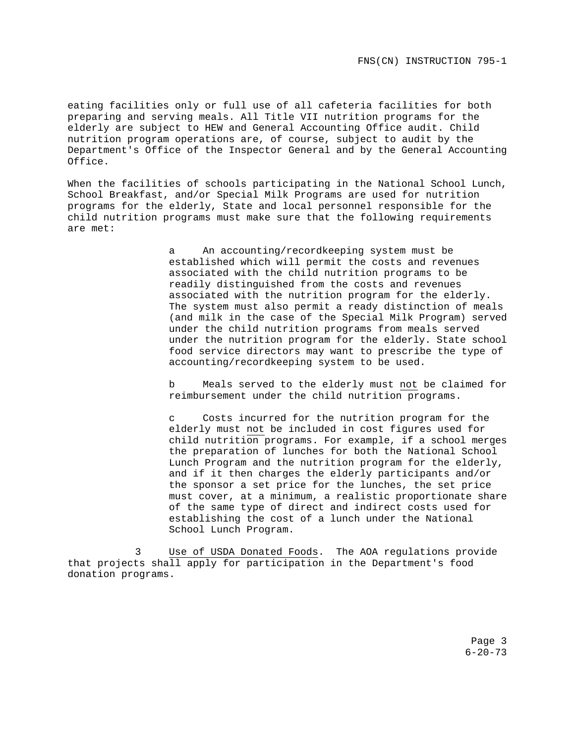eating facilities only or full use of all cafeteria facilities for both preparing and serving meals. All Title VII nutrition programs for the elderly are subject to HEW and General Accounting Office audit. Child nutrition program operations are, of course, subject to audit by the Department's Office of the Inspector General and by the General Accounting Office.

When the facilities of schools participating in the National School Lunch, School Breakfast, and/or Special Milk Programs are used for nutrition programs for the elderly, State and local personnel responsible for the child nutrition programs must make sure that the following requirements are met:

> a An accounting/recordkeeping system must be established which will permit the costs and revenues associated with the child nutrition programs to be readily distinguished from the costs and revenues associated with the nutrition program for the elderly. The system must also permit a ready distinction of meals (and milk in the case of the Special Milk Program) served under the child nutrition programs from meals served under the nutrition program for the elderly. State school food service directors may want to prescribe the type of accounting/recordkeeping system to be used.
>
> b Meals served to the elderly must <u>not</u> be claimed for reimbursement under the child nutrition programs.
>
> c Costs incurred for the nutrition program for the elderly must <u>not</u> be included in cost figures used for child nutrition programs. For example, if a school merges the preparation of lunches for both the National School Lunch Program and the nutrition program for the elderly, and if it then charges the elderly participants and/or the sponsor a set price for the lunches, the set price must cover, at a minimum, a realistic proportionate share of the same type of direct and indirect costs used for establishing the cost of a lunch under the National School Lunch Program.

3 <u>Use of USDA Donated Foods</u>. The AOA regulations provide that projects shall apply for participation in the Department's food donation programs.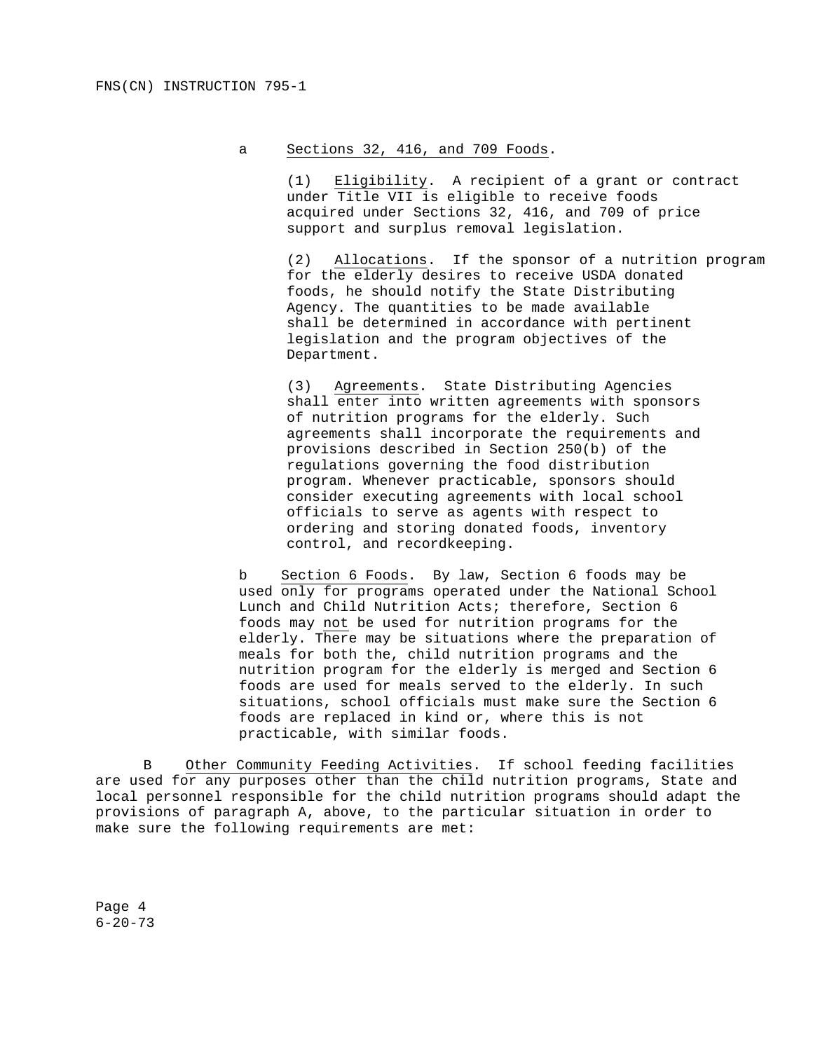a <u>Sections 32, 416, and 709 Foods</u>.

(1) <u>Eligibility</u>. A recipient of a grant or contract under Title VII is eligible to receive foods acquired under Sections 32, 416, and 709 of price support and surplus removal legislation.

(2) <u>Allocations</u>. If the sponsor of a nutrition program for the elderly desires to receive USDA donated foods, he should notify the State Distributing Agency. The quantities to be made available shall be determined in accordance with pertinent legislation and the program objectives of the Department.

(3) <u>Agreements</u>. State Distributing Agencies shall enter into written agreements with sponsors of nutrition programs for the elderly. Such agreements shall incorporate the requirements and provisions described in Section 250(b) of the regulations governing the food distribution program. Whenever practicable, sponsors should consider executing agreements with local school officials to serve as agents with respect to ordering and storing donated foods, inventory control, and recordkeeping.

b <u>Section 6 Foods</u>. By law, Section 6 foods may be used <u>only for programs</u> operated under the National School Lunch and Child Nutrition Acts; therefore, Section 6 foods may <u>not</u> be used for nutrition programs for the elderly. There may be situations where the preparation of meals for both the, child nutrition programs and the nutrition program for the elderly is merged and Section 6 foods are used for meals served to the elderly. In such situations, school officials must make sure the Section 6 foods are replaced in kind or, where this is not practicable, with similar foods.

B <u>Other Community Feeding Activities</u>. If school feeding facilities are used for any purposes other than the child nutrition programs, State and local personnel responsible for the child nutrition programs should adapt the provisions of paragraph A, above, to the particular situation in order to make sure the following requirements are met: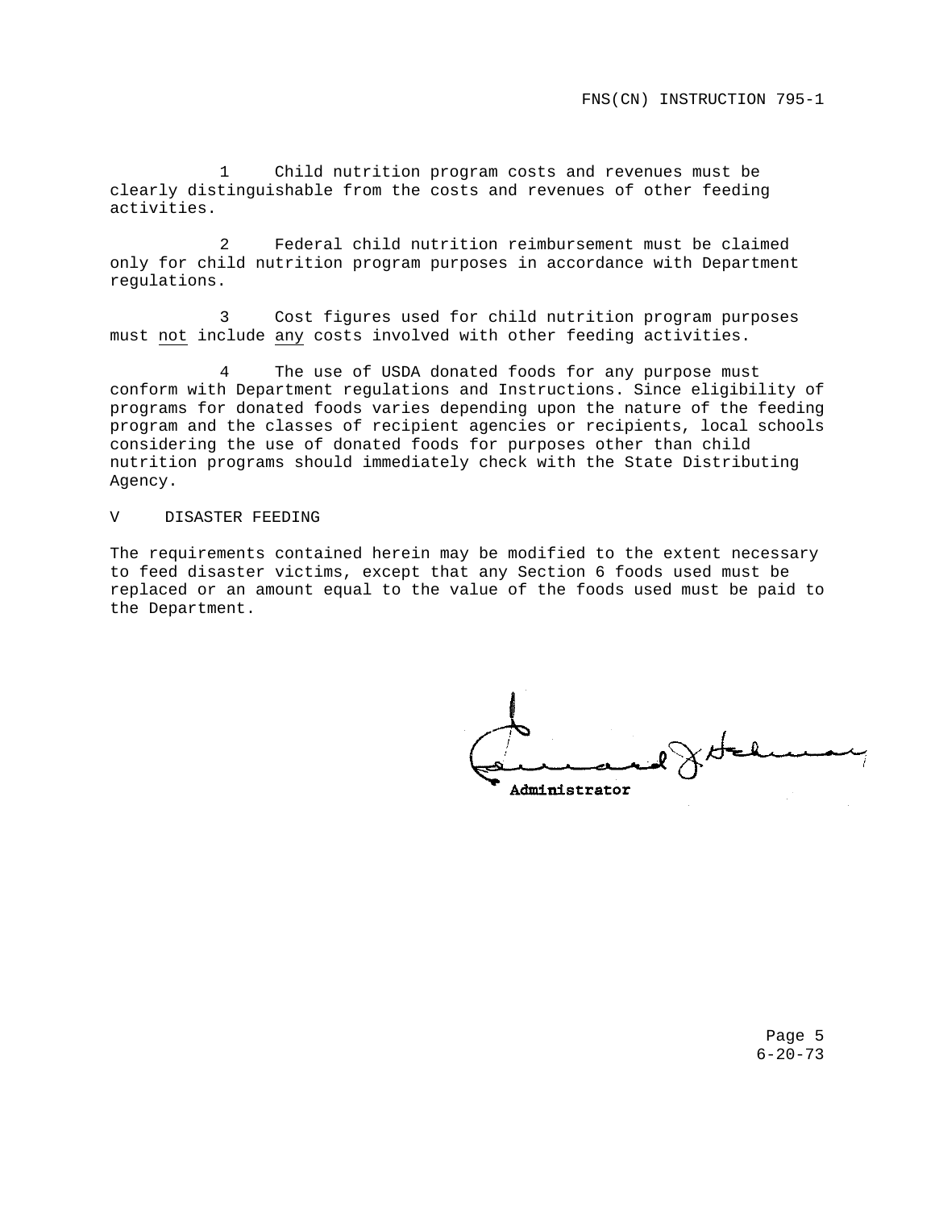1 Child nutrition program costs and revenues must be clearly distinguishable from the costs and revenues of other feeding activities.

2 Federal child nutrition reimbursement must be claimed only for child nutrition program purposes in accordance with Department regulations.

3 Cost figures used for child nutrition program purposes must <u>not</u> include <u>any</u> costs involved with other feeding activities.

4 The use of USDA donated foods for any purpose must conform with Department regulations and Instructions. Since eligibility of programs for donated foods varies depending upon the nature of the feeding program and the classes of recipient agencies or recipients, local schools considering the use of donated foods for purposes other than child nutrition programs should immediately check with the State Distributing Agency.

## V DISASTER FEEDING

The requirements contained herein may be modified to the extent necessary to feed disaster victims, except that any Section 6 foods used must be replaced or an amount equal to the value of the foods used must be paid to the Department.

Administrator

6-20-73